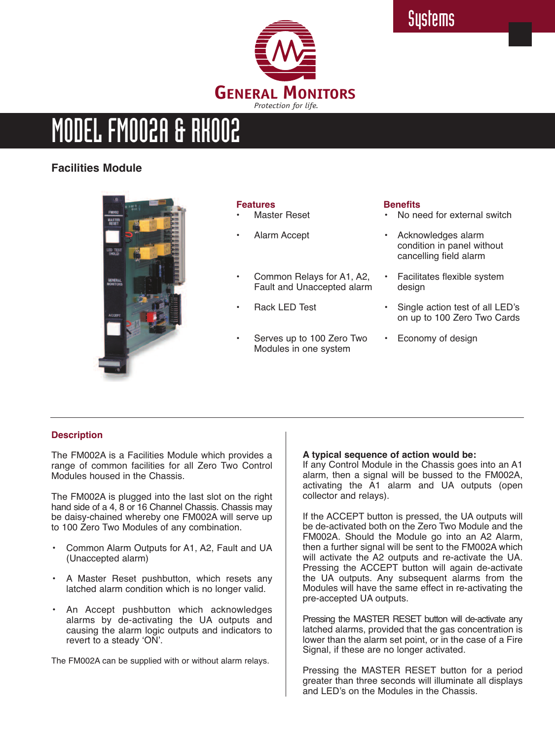Systems

GENERAL MONITORS

*Protection for life.*

# MODEL FM002A & RK002

## Facilities Module

| Features | Benefits |
|---|---|
| Master Reset | No need for external switch |
| Alarm Accept | Acknowledges alarm condition in panel without cancelling field alarm |
| Common Relays for A1, A2, Fault and Unaccepted alarm | Facilitates flexible system design |
| Rack LED Test | Single action test of all LED's on up to 100 Zero Two Cards |
| Serves up to 100 Zero Two Modules in one system | Economy of design |

### Description

The FM002A is a Facilities Module which provides a range of common facilities for all Zero Two Control Modules housed in the Chassis.

The FM002A is plugged into the last slot on the right hand side of a 4, 8 or 16 Channel Chassis. Chassis may be daisy-chained whereby one FM002A will serve up to 100 Zero Two Modules of any combination.

- Common Alarm Outputs for A1, A2, Fault and UA (Unaccepted alarm)
- A Master Reset pushbutton, which resets any latched alarm condition which is no longer valid.
- An Accept pushbutton which acknowledges alarms by de-activating the UA outputs and causing the alarm logic outputs and indicators to revert to a steady 'ON'.

The FM002A can be supplied with or without alarm relays.

**A typical sequence of action would be:**
If any Control Module in the Chassis goes into an A1 alarm, then a signal will be bussed to the FM002A, activating the A1 alarm and UA outputs (open collector and relays).

If the ACCEPT button is pressed, the UA outputs will be de-activated both on the Zero Two Module and the FM002A. Should the Module go into an A2 Alarm, then a further signal will be sent to the FM002A which will activate the A2 outputs and re-activate the UA. Pressing the ACCEPT button will again de-activate the UA outputs. Any subsequent alarms from the Modules will have the same effect in re-activating the pre-accepted UA outputs.

Pressing the MASTER RESET button will de-activate any latched alarms, provided that the gas concentration is lower than the alarm set point, or in the case of a Fire Signal, if these are no longer activated.

Pressing the MASTER RESET button for a period greater than three seconds will illuminate all displays and LED's on the Modules in the Chassis.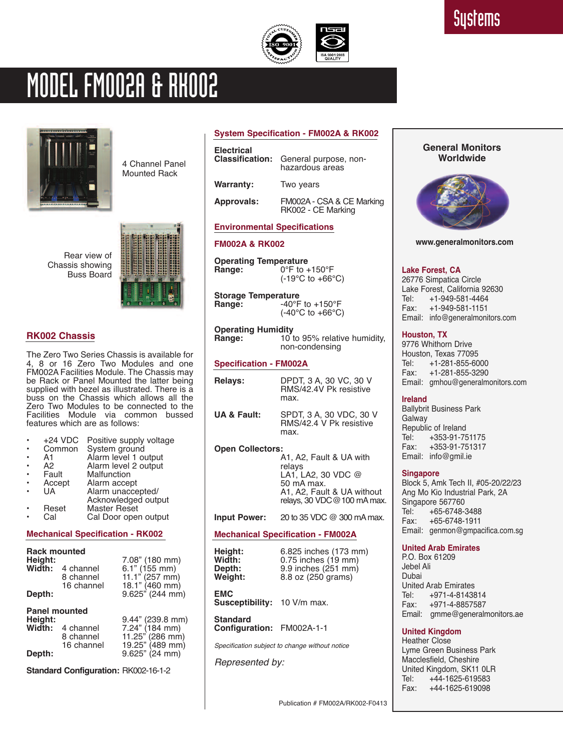# MODEL FM002A & RK002

4 Channel Panel Mounted Rack

Rear view of Chassis showing Buss Board

## RK002 Chassis

The Zero Two Series Chassis is available for 4, 8 or 16 Zero Two Modules and one FM002A Facilities Module. The Chassis may be Rack or Panel Mounted the latter being supplied with bezel as illustrated. There is a buss on the Chassis which allows all the Zero Two Modules to be connected to the Facilities Module via common bussed features which are as follows:

- +24 VDC — Positive supply voltage
- Common — System ground
- A1 — Alarm level 1 output
- A2 — Alarm level 2 output
- Fault — Malfunction
- Accept — Alarm accept
- UA — Alarm unaccepted/ Acknowledged output
- Reset — Master Reset
- Cal — Cal Door open output

## Mechanical Specification - RK002

**Rack mounted**

| | | |
|---|---|---|
| **Height:** | | 7.08" (180 mm) |
| **Width:** | 4 channel | 6.1" (155 mm) |
| | 8 channel | 11.1" (257 mm) |
| | 16 channel | 18.1" (460 mm) |
| **Depth:** | | 9.625" (244 mm) |

**Panel mounted**

| | | |
|---|---|---|
| **Height:** | | 9.44" (239.8 mm) |
| **Width:** | 4 channel | 7.24" (184 mm) |
| | 8 channel | 11.25" (286 mm) |
| | 16 channel | 19.25" (489 mm) |
| **Depth:** | | 9.625" (24 mm) |

**Standard Configuration:** RK002-16-1-2

## System Specification - FM002A & RK002

**Electrical Classification:** General purpose, non-hazardous areas

**Warranty:** Two years

**Approvals:** FM002A - CSA & CE Marking
RK002 - CE Marking

## Environmental Specifications

### FM002A & RK002

**Operating Temperature Range:** 0°F to +150°F (-19°C to +66°C)

**Storage Temperature Range:** -40°F to +150°F (-40°C to +66°C)

**Operating Humidity Range:** 10 to 95% relative humidity, non-condensing

## Specification - FM002A

**Relays:** DPDT, 3 A, 30 VC, 30 V RMS/42.4V Pk resistive max.

**UA & Fault:** SPDT, 3 A, 30 VDC, 30 V RMS/42.4 V Pk resistive max.

**Open Collectors:**
A1, A2, Fault & UA with relays
LA1, LA2, 30 VDC @ 50 mA max.
A1, A2, Fault & UA without relays, 30 VDC @ 100 mA max.

**Input Power:** 20 to 35 VDC @ 300 mA max.

## Mechanical Specification - FM002A

**Height:** 6.825 inches (173 mm)
**Width:** 0.75 inches (19 mm)
**Depth:** 9.9 inches (251 mm)
**Weight:** 8.8 oz (250 grams)

**EMC Susceptibility:** 10 V/m max.

**Standard Configuration:** FM002A-1-1

*Specification subject to change without notice*

*Represented by:*

Publication # FM002A/RK002-F0413

## General Monitors Worldwide

**www.generalmonitors.com**

**Lake Forest, CA**
26776 Simpatica Circle
Lake Forest, California 92630
Tel: +1-949-581-4464
Fax: +1-949-581-1151
Email: info@generalmonitors.com

**Houston, TX**
9776 Whithorn Drive
Houston, Texas 77095
Tel: +1-281-855-6000
Fax: +1-281-855-3290
Email: gmhou@generalmonitors.com

**Ireland**
Ballybrit Business Park
Galway
Republic of Ireland
Tel: +353-91-751175
Fax: +353-91-751317
Email: info@gmil.ie

**Singapore**
Block 5, Amk Tech II, #05-20/22/23
Ang Mo Kio Industrial Park, 2A
Singapore 567760
Tel: +65-6748-3488
Fax: +65-6748-1911
Email: genmon@gmpacifica.com.sg

**United Arab Emirates**
P.O. Box 61209
Jebel Ali
Dubai
United Arab Emirates
Tel: +971-4-8143814
Fax: +971-4-8857587
Email: gmme@generalmonitors.ae

**United Kingdom**
Heather Close
Lyme Green Business Park
Macclesfield, Cheshire
United Kingdom, SK11 0LR
Tel: +44-1625-619583
Fax: +44-1625-619098